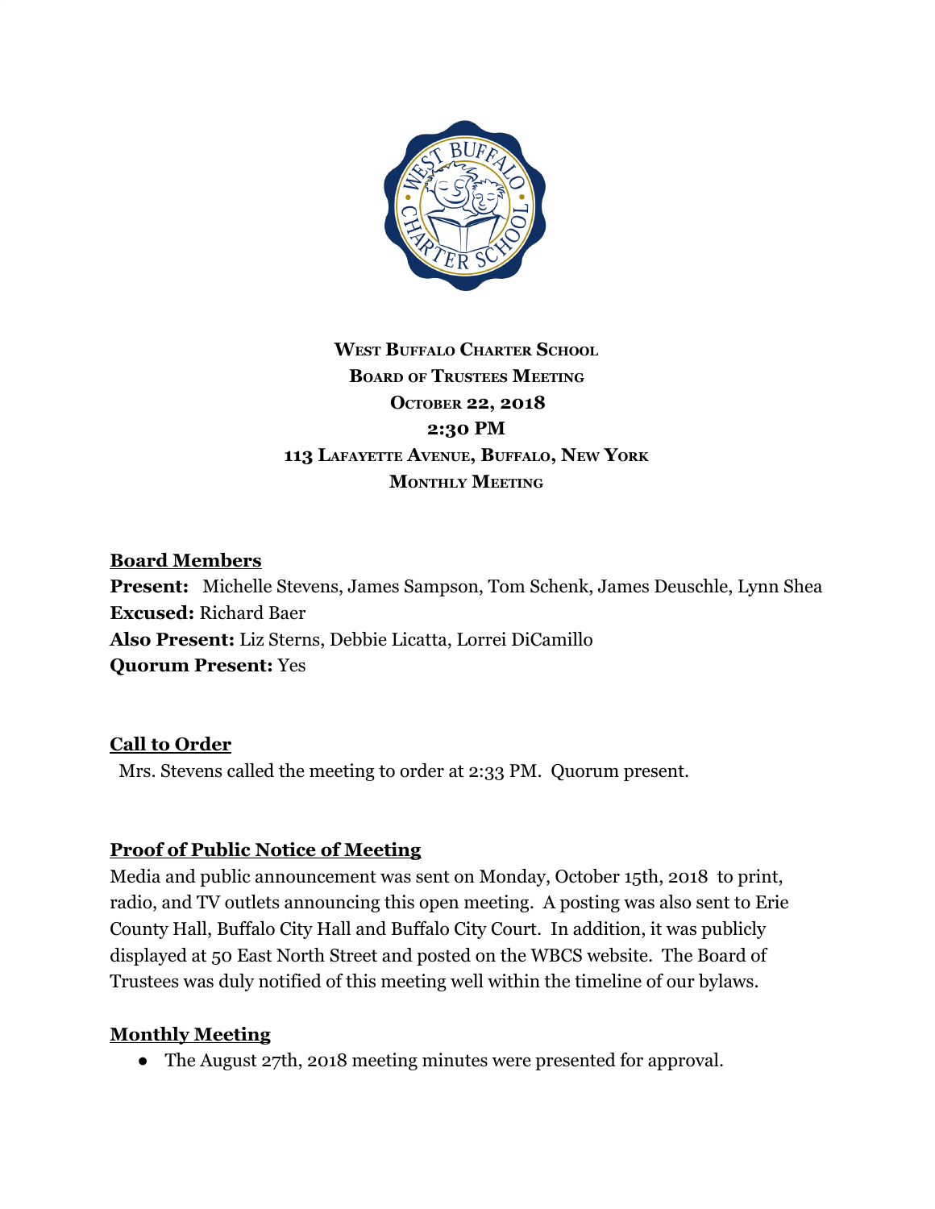**West Buffalo Charter School**
**Board of Trustees Meeting**
**October 22, 2018**
**2:30 PM**
**113 Lafayette Avenue, Buffalo, New York**
**Monthly Meeting**

## Board Members

**Present:** Michelle Stevens, James Sampson, Tom Schenk, James Deuschle, Lynn Shea
**Excused:** Richard Baer
**Also Present:** Liz Sterns, Debbie Licatta, Lorrei DiCamillo
**Quorum Present:** Yes

## Call to Order

Mrs. Stevens called the meeting to order at 2:33 PM. Quorum present.

## Proof of Public Notice of Meeting

Media and public announcement was sent on Monday, October 15th, 2018 to print, radio, and TV outlets announcing this open meeting. A posting was also sent to Erie County Hall, Buffalo City Hall and Buffalo City Court. In addition, it was publicly displayed at 50 East North Street and posted on the WBCS website. The Board of Trustees was duly notified of this meeting well within the timeline of our bylaws.

## Monthly Meeting

- The August 27th, 2018 meeting minutes were presented for approval.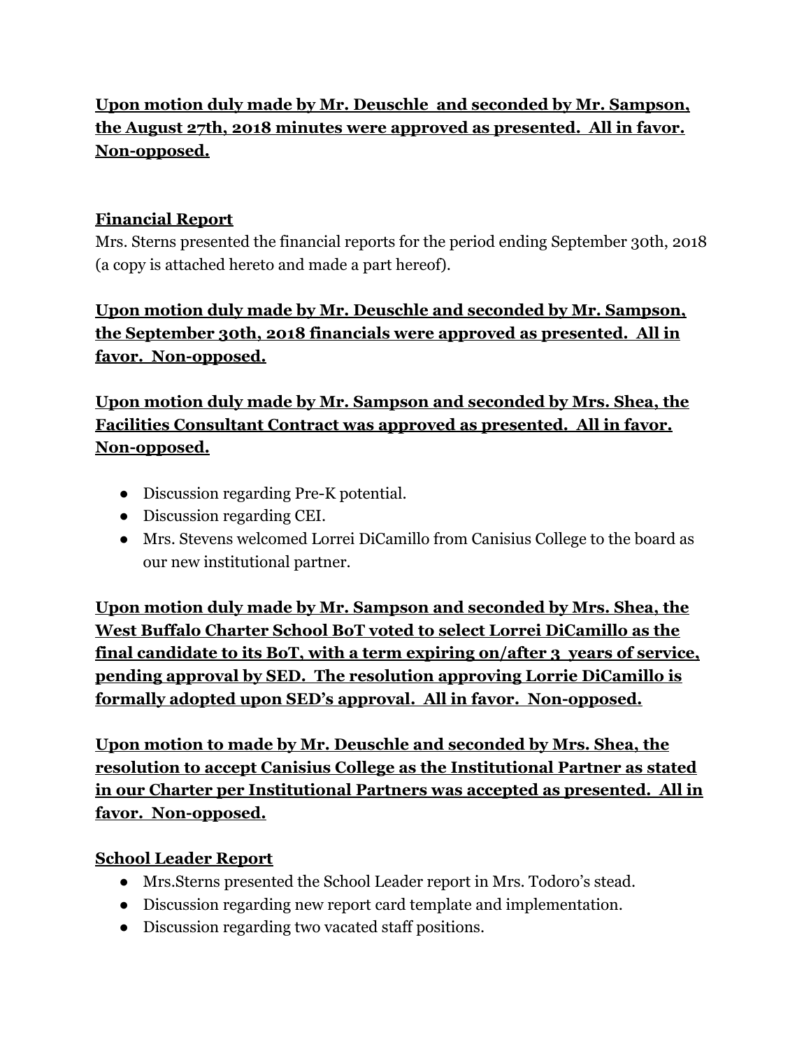**Upon motion duly made by Mr. Deuschle  and seconded by Mr. Sampson, the August 27th, 2018 minutes were approved as presented.  All in favor.  Non-opposed.**

## Financial Report

Mrs. Sterns presented the financial reports for the period ending September 30th, 2018 (a copy is attached hereto and made a part hereof).

**Upon motion duly made by Mr. Deuschle and seconded by Mr. Sampson, the September 30th, 2018 financials were approved as presented.  All in favor.  Non-opposed.**

**Upon motion duly made by Mr. Sampson and seconded by Mrs. Shea, the Facilities Consultant Contract was approved as presented.  All in favor.  Non-opposed.**

- Discussion regarding Pre-K potential.
- Discussion regarding CEI.
- Mrs. Stevens welcomed Lorrei DiCamillo from Canisius College to the board as our new institutional partner.

**Upon motion duly made by Mr. Sampson and seconded by Mrs. Shea, the West Buffalo Charter School BoT voted to select Lorrei DiCamillo as the final candidate to its BoT, with a term expiring on/after 3  years of service, pending approval by SED.  The resolution approving Lorrie DiCamillo is formally adopted upon SED's approval.  All in favor.  Non-opposed.**

**Upon motion to made by Mr. Deuschle and seconded by Mrs. Shea, the resolution to accept Canisius College as the Institutional Partner as stated in our Charter per Institutional Partners was accepted as presented.  All in favor.  Non-opposed.**

## School Leader Report

- Mrs.Sterns presented the School Leader report in Mrs. Todoro's stead.
- Discussion regarding new report card template and implementation.
- Discussion regarding two vacated staff positions.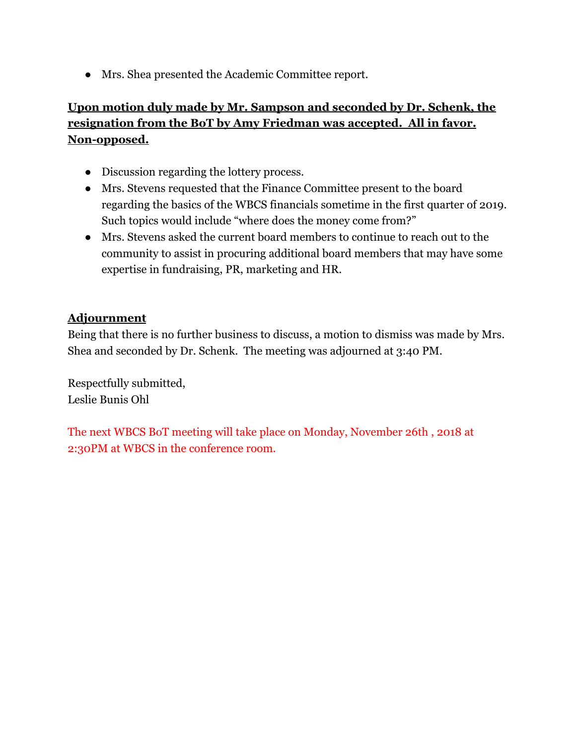- Mrs. Shea presented the Academic Committee report.

**Upon motion duly made by Mr. Sampson and seconded by Dr. Schenk, the resignation from the BoT by Amy Friedman was accepted. All in favor. Non-opposed.**

- Discussion regarding the lottery process.
- Mrs. Stevens requested that the Finance Committee present to the board regarding the basics of the WBCS financials sometime in the first quarter of 2019. Such topics would include "where does the money come from?"
- Mrs. Stevens asked the current board members to continue to reach out to the community to assist in procuring additional board members that may have some expertise in fundraising, PR, marketing and HR.

**Adjournment**

Being that there is no further business to discuss, a motion to dismiss was made by Mrs. Shea and seconded by Dr. Schenk. The meeting was adjourned at 3:40 PM.

Respectfully submitted,
Leslie Bunis Ohl

The next WBCS BoT meeting will take place on Monday, November 26th , 2018 at 2:30PM at WBCS in the conference room.